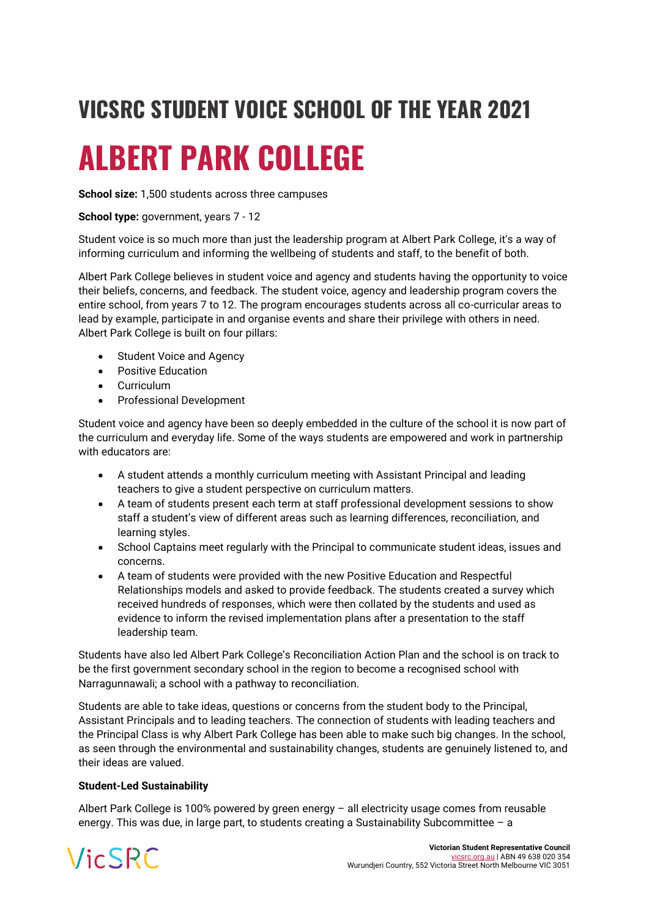# VICSRC STUDENT VOICE SCHOOL OF THE YEAR 2021

# ALBERT PARK COLLEGE

**School size:** 1,500 students across three campuses

**School type:** government, years 7 - 12

Student voice is so much more than just the leadership program at Albert Park College, it's a way of informing curriculum and informing the wellbeing of students and staff, to the benefit of both.

Albert Park College believes in student voice and agency and students having the opportunity to voice their beliefs, concerns, and feedback. The student voice, agency and leadership program covers the entire school, from years 7 to 12. The program encourages students across all co-curricular areas to lead by example, participate in and organise events and share their privilege with others in need. Albert Park College is built on four pillars:

- Student Voice and Agency
- Positive Education
- Curriculum
- Professional Development

Student voice and agency have been so deeply embedded in the culture of the school it is now part of the curriculum and everyday life. Some of the ways students are empowered and work in partnership with educators are:

- A student attends a monthly curriculum meeting with Assistant Principal and leading teachers to give a student perspective on curriculum matters.
- A team of students present each term at staff professional development sessions to show staff a student's view of different areas such as learning differences, reconciliation, and learning styles.
- School Captains meet regularly with the Principal to communicate student ideas, issues and concerns.
- A team of students were provided with the new Positive Education and Respectful Relationships models and asked to provide feedback. The students created a survey which received hundreds of responses, which were then collated by the students and used as evidence to inform the revised implementation plans after a presentation to the staff leadership team.

Students have also led Albert Park College's Reconciliation Action Plan and the school is on track to be the first government secondary school in the region to become a recognised school with Narragunnawali; a school with a pathway to reconciliation.

Students are able to take ideas, questions or concerns from the student body to the Principal, Assistant Principals and to leading teachers. The connection of students with leading teachers and the Principal Class is why Albert Park College has been able to make such big changes. In the school, as seen through the environmental and sustainability changes, students are genuinely listened to, and their ideas are valued.

**Student-Led Sustainability**

Albert Park College is 100% powered by green energy – all electricity usage comes from reusable energy. This was due, in large part, to students creating a Sustainability Subcommittee – a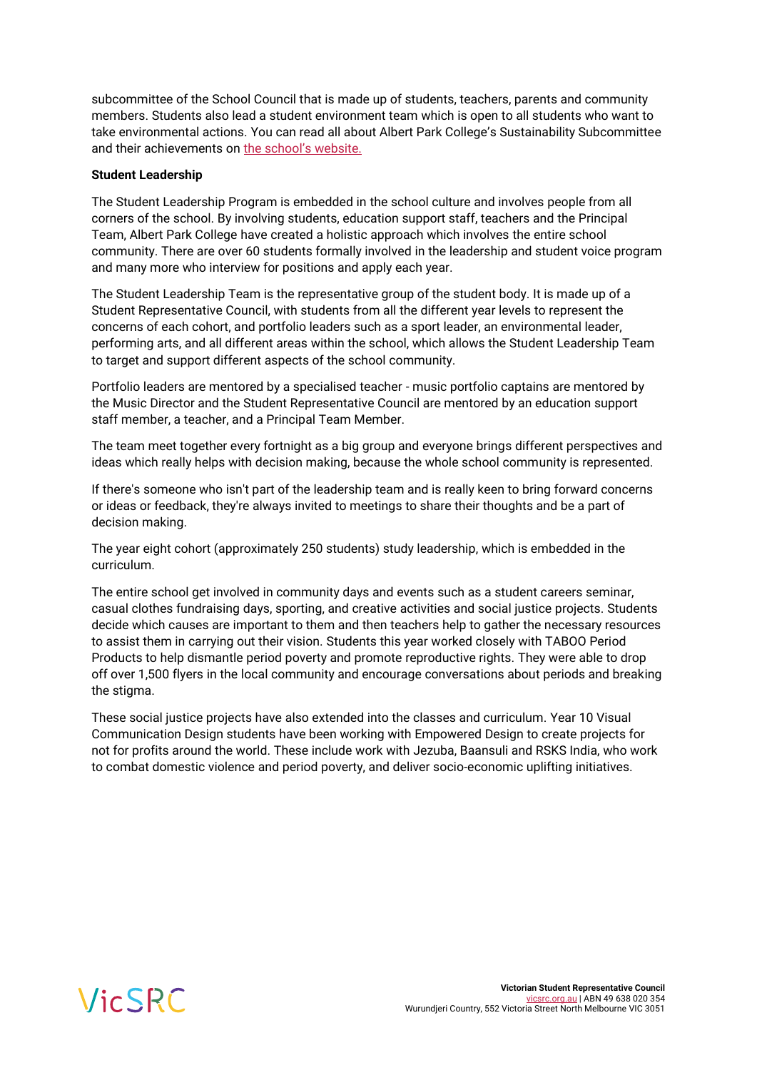subcommittee of the School Council that is made up of students, teachers, parents and community members. Students also lead a student environment team which is open to all students who want to take environmental actions. You can read all about Albert Park College's Sustainability Subcommittee and their achievements on [the school's website.](#)

**Student Leadership**

The Student Leadership Program is embedded in the school culture and involves people from all corners of the school. By involving students, education support staff, teachers and the Principal Team, Albert Park College have created a holistic approach which involves the entire school community. There are over 60 students formally involved in the leadership and student voice program and many more who interview for positions and apply each year.

The Student Leadership Team is the representative group of the student body. It is made up of a Student Representative Council, with students from all the different year levels to represent the concerns of each cohort, and portfolio leaders such as a sport leader, an environmental leader, performing arts, and all different areas within the school, which allows the Student Leadership Team to target and support different aspects of the school community.

Portfolio leaders are mentored by a specialised teacher - music portfolio captains are mentored by the Music Director and the Student Representative Council are mentored by an education support staff member, a teacher, and a Principal Team Member.

The team meet together every fortnight as a big group and everyone brings different perspectives and ideas which really helps with decision making, because the whole school community is represented.

If there's someone who isn't part of the leadership team and is really keen to bring forward concerns or ideas or feedback, they're always invited to meetings to share their thoughts and be a part of decision making.

The year eight cohort (approximately 250 students) study leadership, which is embedded in the curriculum.

The entire school get involved in community days and events such as a student careers seminar, casual clothes fundraising days, sporting, and creative activities and social justice projects. Students decide which causes are important to them and then teachers help to gather the necessary resources to assist them in carrying out their vision. Students this year worked closely with TABOO Period Products to help dismantle period poverty and promote reproductive rights. They were able to drop off over 1,500 flyers in the local community and encourage conversations about periods and breaking the stigma.

These social justice projects have also extended into the classes and curriculum. Year 10 Visual Communication Design students have been working with Empowered Design to create projects for not for profits around the world. These include work with Jezuba, Baansuli and RSKS India, who work to combat domestic violence and period poverty, and deliver socio-economic uplifting initiatives.